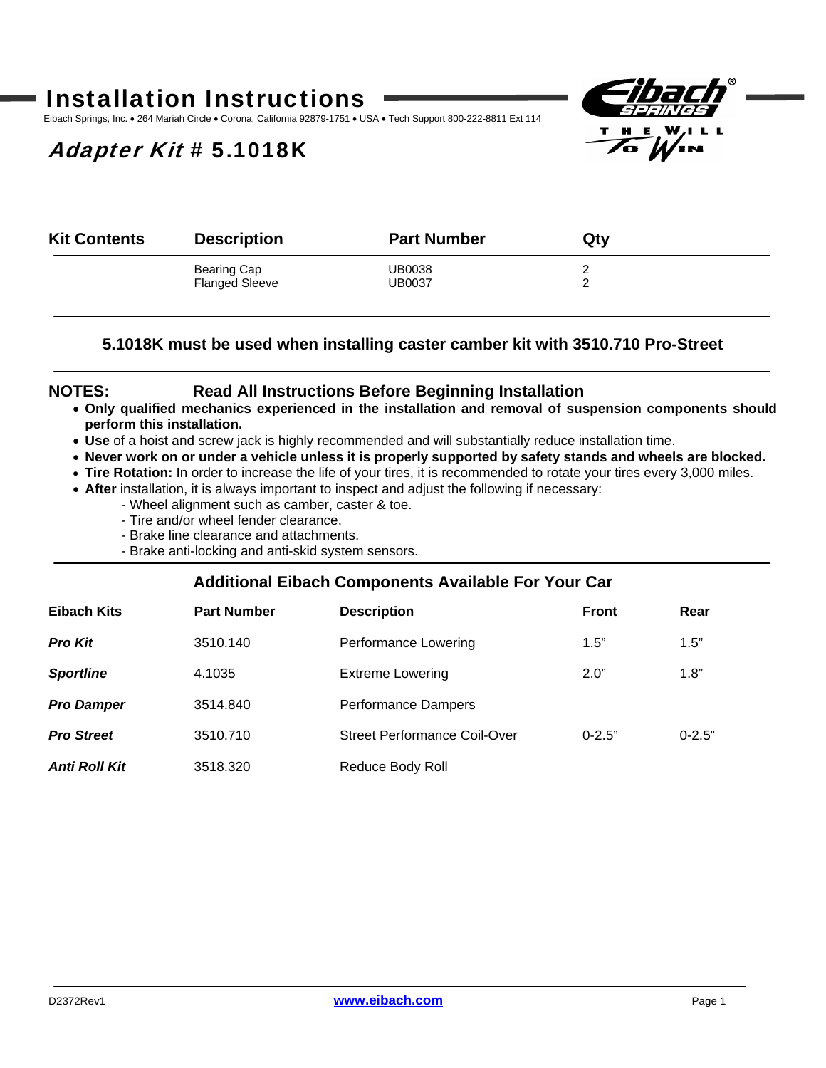# Installation Instructions

Eibach Springs, Inc. • 264 Mariah Circle • Corona, California 92879-1751 • USA • Tech Support 800-222-8811 Ext 114

## *Adapter Kit #* 5.1018K

| Kit Contents | Description | Part Number | Qty |
|---|---|---|---|
| | Bearing Cap | UB0038 | 2 |
| | Flanged Sleeve | UB0037 | 2 |

**5.1018K must be used when installing caster camber kit with 3510.710 Pro-Street**

**NOTES: Read All Instructions Before Beginning Installation**

- **Only qualified mechanics experienced in the installation and removal of suspension components should perform this installation.**
- **Use** of a hoist and screw jack is highly recommended and will substantially reduce installation time.
- **Never work on or under a vehicle unless it is properly supported by safety stands and wheels are blocked.**
- **Tire Rotation:** In order to increase the life of your tires, it is recommended to rotate your tires every 3,000 miles.
- **After** installation, it is always important to inspect and adjust the following if necessary:
  - Wheel alignment such as camber, caster & toe.
  - Tire and/or wheel fender clearance.
  - Brake line clearance and attachments.
  - Brake anti-locking and anti-skid system sensors.

### Additional Eibach Components Available For Your Car

| Eibach Kits | Part Number | Description | Front | Rear |
|---|---|---|---|---|
| ***Pro Kit*** | 3510.140 | Performance Lowering | 1.5” | 1.5” |
| ***Sportline*** | 4.1035 | Extreme Lowering | 2.0” | 1.8” |
| ***Pro Damper*** | 3514.840 | Performance Dampers | | |
| ***Pro Street*** | 3510.710 | Street Performance Coil-Over | 0-2.5” | 0-2.5” |
| ***Anti Roll Kit*** | 3518.320 | Reduce Body Roll | | |

D2372Rev1 www.eibach.com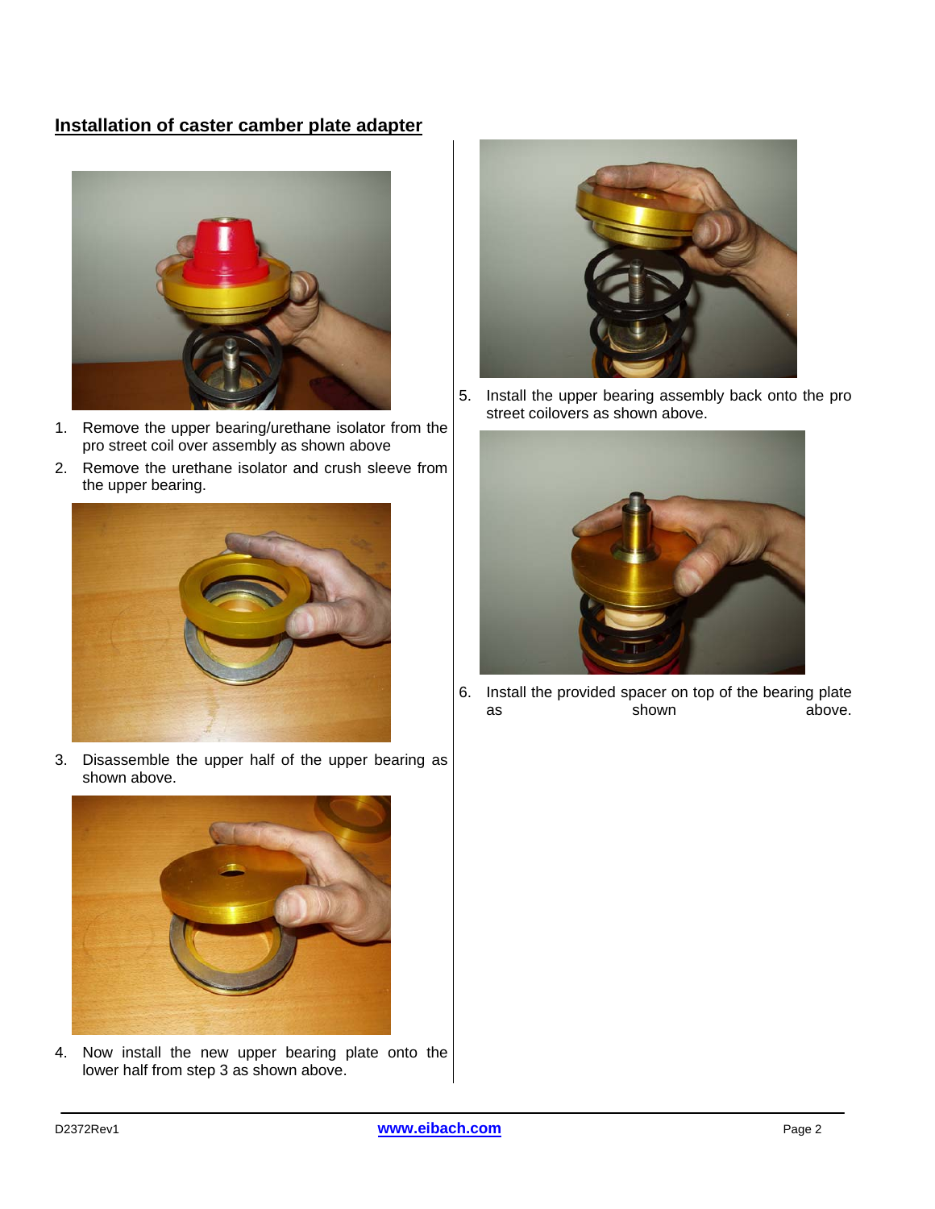## Installation of caster camber plate adapter

1. Remove the upper bearing/urethane isolator from the pro street coil over assembly as shown above
2. Remove the urethane isolator and crush sleeve from the upper bearing.
3. Disassemble the upper half of the upper bearing as shown above.
4. Now install the new upper bearing plate onto the lower half from step 3 as shown above.
5. Install the upper bearing assembly back onto the pro street coilovers as shown above.
6. Install the provided spacer on top of the bearing plate as shown above.